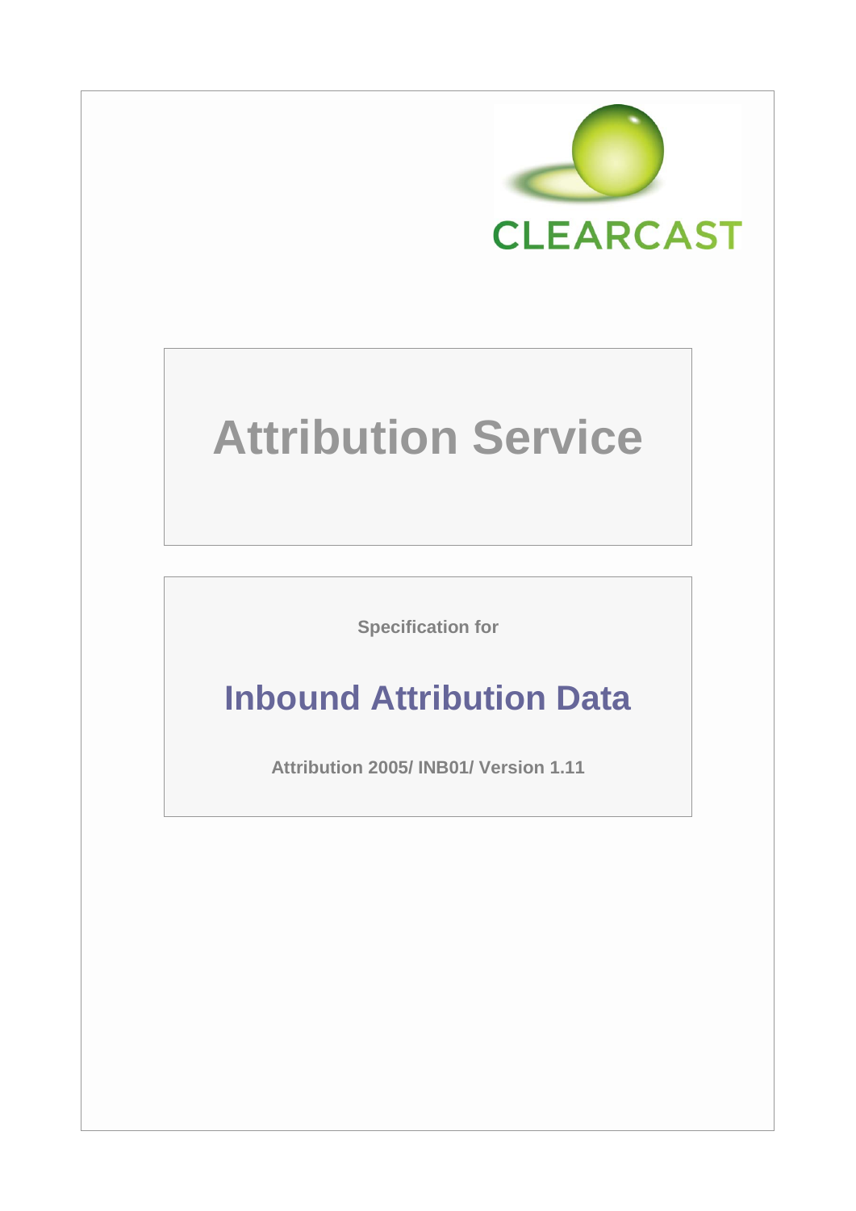CLEARCAST

# Attribution Service

Specification for

## Inbound Attribution Data

**Attribution 2005/ INB01/ Version 1.11**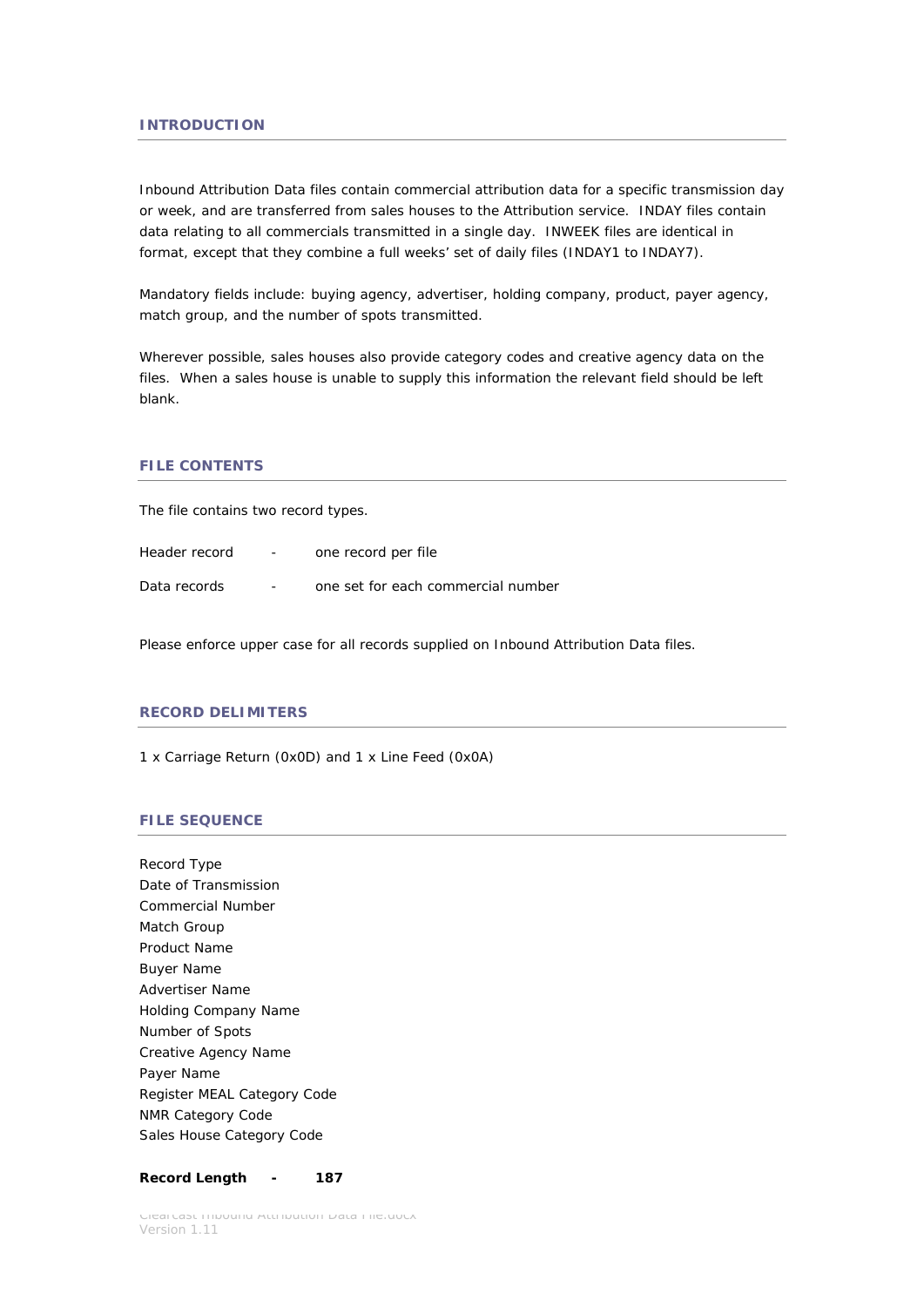## INTRODUCTION

Inbound Attribution Data files contain commercial attribution data for a specific transmission day or week, and are transferred from sales houses to the Attribution service. INDAY files contain data relating to all commercials transmitted in a single day. INWEEK files are identical in format, except that they combine a full weeks' set of daily files (INDAY1 to INDAY7).

Mandatory fields include: buying agency, advertiser, holding company, product, payer agency, match group, and the number of spots transmitted.

Wherever possible, sales houses also provide category codes and creative agency data on the files. When a sales house is unable to supply this information the relevant field should be left blank.

## FILE CONTENTS

The file contains two record types.

Header record - one record per file

Data records - one set for each commercial number

Please enforce upper case for all records supplied on Inbound Attribution Data files.

## RECORD DELIMITERS

1 x Carriage Return (0x0D) and 1 x Line Feed (0x0A)

## FILE SEQUENCE

Record Type
Date of Transmission
Commercial Number
Match Group
Product Name
Buyer Name
Advertiser Name
Holding Company Name
Number of Spots
Creative Agency Name
Payer Name
Register MEAL Category Code
NMR Category Code
Sales House Category Code

**Record Length - 187**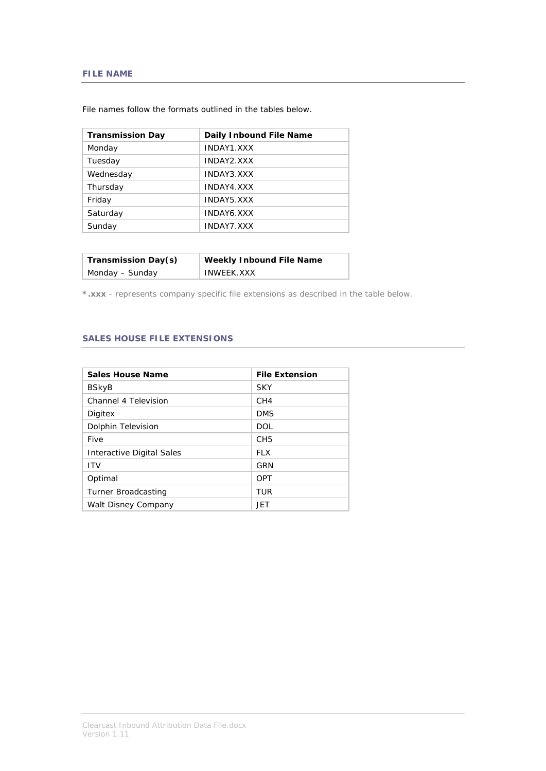## FILE NAME

File names follow the formats outlined in the tables below.

| Transmission Day | Daily Inbound File Name |
| --- | --- |
| Monday | INDAY1.XXX |
| Tuesday | INDAY2.XXX |
| Wednesday | INDAY3.XXX |
| Thursday | INDAY4.XXX |
| Friday | INDAY5.XXX |
| Saturday | INDAY6.XXX |
| Sunday | INDAY7.XXX |

| Transmission Day(s) | Weekly Inbound File Name |
| --- | --- |
| Monday – Sunday | INWEEK.XXX |

***.xxx** - represents company specific file extensions as described in the table below.

## SALES HOUSE FILE EXTENSIONS

| Sales House Name | File Extension |
| --- | --- |
| BSkyB | SKY |
| Channel 4 Television | CH4 |
| Digitex | DMS |
| Dolphin Television | DOL |
| Five | CH5 |
| Interactive Digital Sales | FLX |
| ITV | GRN |
| Optimal | OPT |
| Turner Broadcasting | TUR |
| Walt Disney Company | JET |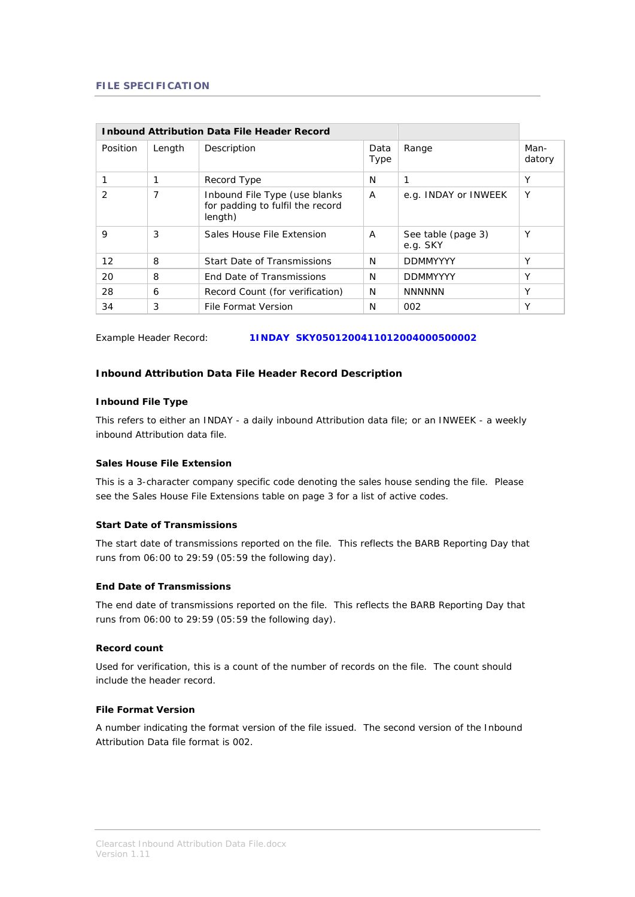**FILE SPECIFICATION**

| Inbound Attribution Data File Header Record | | | | | |
|---|---|---|---|---|---|
| Position | Length | Description | Data Type | Range | Man-datory |
| 1 | 1 | Record Type | N | 1 | Y |
| 2 | 7 | Inbound File Type (use blanks for padding to fulfil the record length) | A | e.g. INDAY or INWEEK | Y |
| 9 | 3 | Sales House File Extension | A | See table (page 3) e.g. SKY | Y |
| 12 | 8 | Start Date of Transmissions | N | DDMMYYYY | Y |
| 20 | 8 | End Date of Transmissions | N | DDMMYYYY | Y |
| 28 | 6 | Record Count (for verification) | N | NNNNNN | Y |
| 34 | 3 | File Format Version | N | 002 | Y |

Example Header Record: **1INDAY  SKY0501200411012004000500002**

**Inbound Attribution Data File Header Record Description**

**Inbound File Type**

This refers to either an INDAY - a daily inbound Attribution data file; or an INWEEK - a weekly inbound Attribution data file.

**Sales House File Extension**

This is a 3-character company specific code denoting the sales house sending the file. Please see the Sales House File Extensions table on page 3 for a list of active codes.

**Start Date of Transmissions**

The start date of transmissions reported on the file. This reflects the BARB Reporting Day that runs from 06:00 to 29:59 (05:59 the following day).

**End Date of Transmissions**

The end date of transmissions reported on the file. This reflects the BARB Reporting Day that runs from 06:00 to 29:59 (05:59 the following day).

**Record count**

Used for verification, this is a count of the number of records on the file. The count should include the header record.

**File Format Version**

A number indicating the format version of the file issued. The second version of the Inbound Attribution Data file format is 002.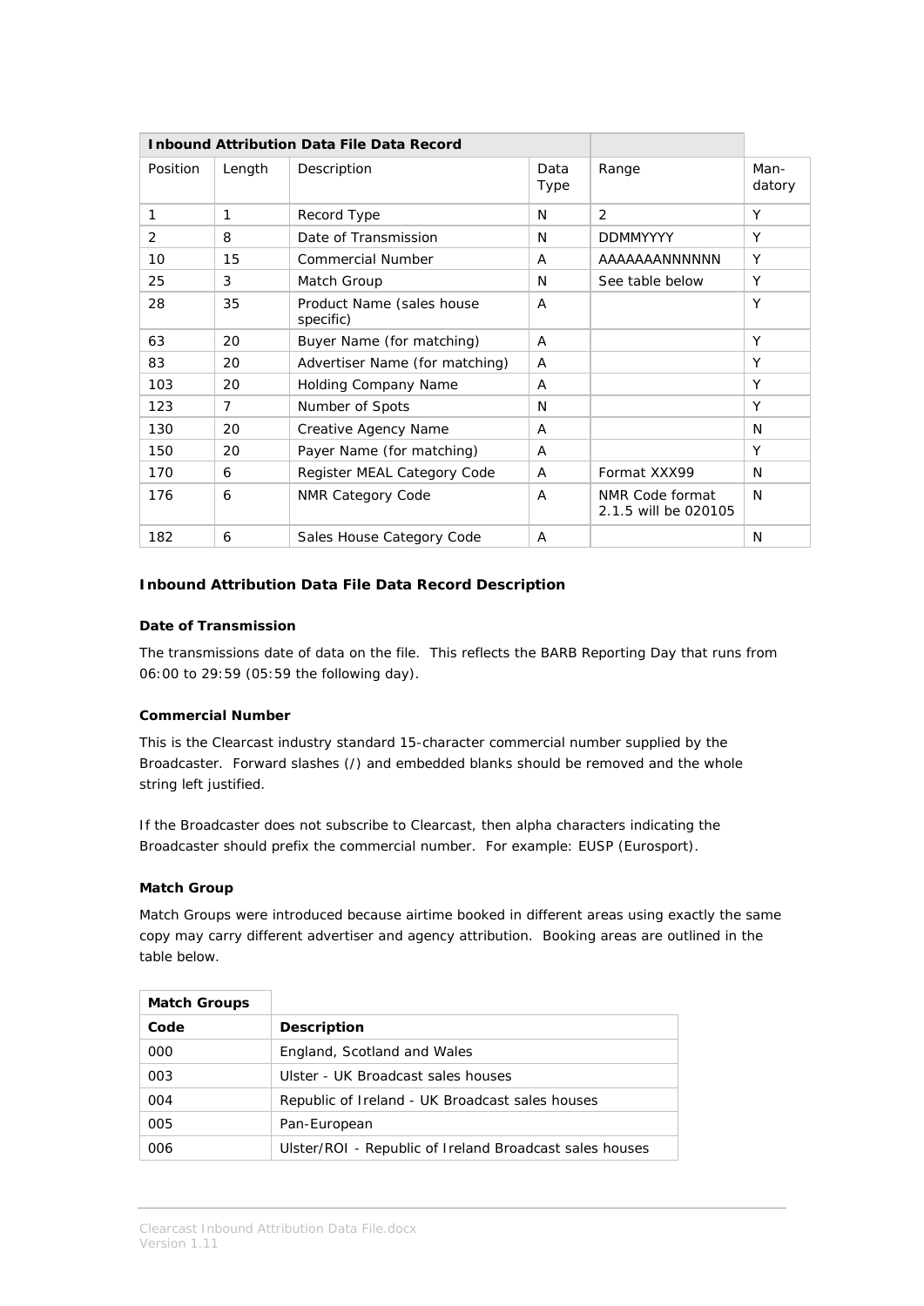| Inbound Attribution Data File Data Record | | | | | |
|---|---|---|---|---|---|
| Position | Length | Description | Data Type | Range | Man-datory |
| 1 | 1 | Record Type | N | 2 | Y |
| 2 | 8 | Date of Transmission | N | DDMMYYYY | Y |
| 10 | 15 | Commercial Number | A | AAAAAAANNNNNN | Y |
| 25 | 3 | Match Group | N | See table below | Y |
| 28 | 35 | Product Name (sales house specific) | A | | Y |
| 63 | 20 | Buyer Name (for matching) | A | | Y |
| 83 | 20 | Advertiser Name (for matching) | A | | Y |
| 103 | 20 | Holding Company Name | A | | Y |
| 123 | 7 | Number of Spots | N | | Y |
| 130 | 20 | Creative Agency Name | A | | N |
| 150 | 20 | Payer Name (for matching) | A | | Y |
| 170 | 6 | Register MEAL Category Code | A | Format XXX99 | N |
| 176 | 6 | NMR Category Code | A | NMR Code format 2.1.5 will be 020105 | N |
| 182 | 6 | Sales House Category Code | A | | N |

### Inbound Attribution Data File Data Record Description

**Date of Transmission**

The transmissions date of data on the file. This reflects the BARB Reporting Day that runs from 06:00 to 29:59 (05:59 the following day).

**Commercial Number**

This is the Clearcast industry standard 15-character commercial number supplied by the Broadcaster. Forward slashes (/) and embedded blanks should be removed and the whole string left justified.

If the Broadcaster does not subscribe to Clearcast, then alpha characters indicating the Broadcaster should prefix the commercial number. For example: EUSP (Eurosport).

**Match Group**

Match Groups were introduced because airtime booked in different areas using exactly the same copy may carry different advertiser and agency attribution. Booking areas are outlined in the table below.

| Match Groups | |
|---|---|
| Code | Description |
| 000 | England, Scotland and Wales |
| 003 | Ulster - UK Broadcast sales houses |
| 004 | Republic of Ireland - UK Broadcast sales houses |
| 005 | Pan-European |
| 006 | Ulster/ROI - Republic of Ireland Broadcast sales houses |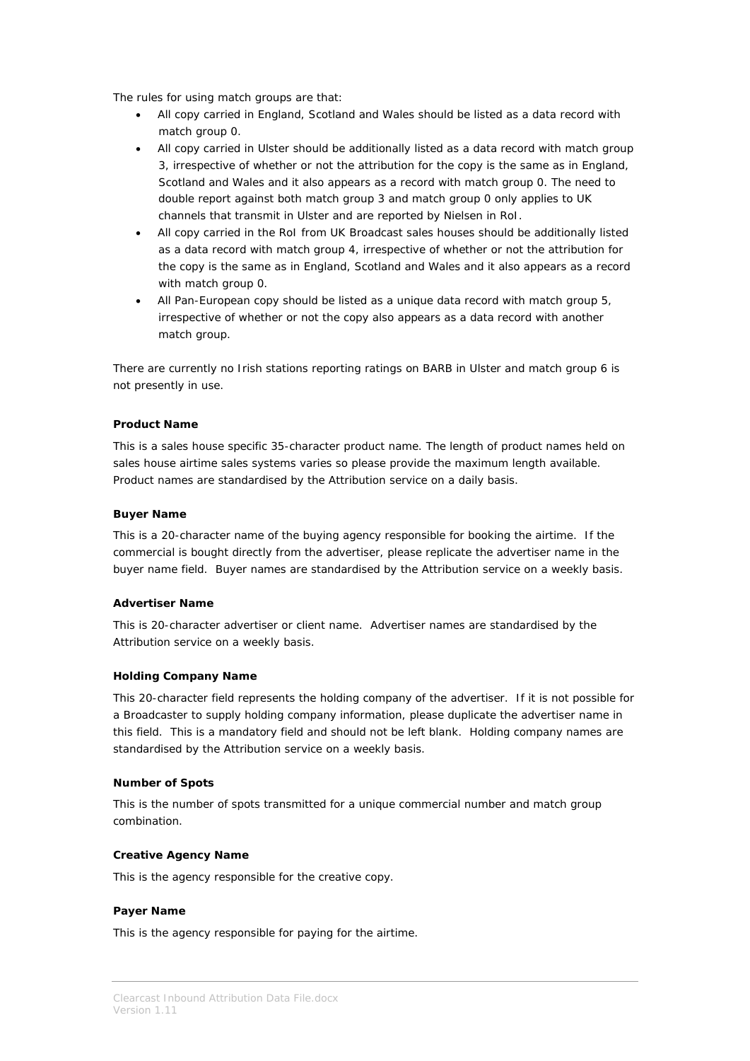The rules for using match groups are that:

- All copy carried in England, Scotland and Wales should be listed as a data record with match group 0.
- All copy carried in Ulster should be additionally listed as a data record with match group 3, irrespective of whether or not the attribution for the copy is the same as in England, Scotland and Wales and it also appears as a record with match group 0. The need to double report against both match group 3 and match group 0 only applies to UK channels that transmit in Ulster and are reported by Nielsen in RoI.
- All copy carried in the RoI from UK Broadcast sales houses should be additionally listed as a data record with match group 4, irrespective of whether or not the attribution for the copy is the same as in England, Scotland and Wales and it also appears as a record with match group 0.
- All Pan-European copy should be listed as a unique data record with match group 5, irrespective of whether or not the copy also appears as a data record with another match group.

There are currently no Irish stations reporting ratings on BARB in Ulster and match group 6 is not presently in use.

**Product Name**

This is a sales house specific 35-character product name. The length of product names held on sales house airtime sales systems varies so please provide the maximum length available. Product names are standardised by the Attribution service on a daily basis.

**Buyer Name**

This is a 20-character name of the buying agency responsible for booking the airtime. If the commercial is bought directly from the advertiser, please replicate the advertiser name in the buyer name field. Buyer names are standardised by the Attribution service on a weekly basis.

**Advertiser Name**

This is 20-character advertiser or client name. Advertiser names are standardised by the Attribution service on a weekly basis.

**Holding Company Name**

This 20-character field represents the holding company of the advertiser. If it is not possible for a Broadcaster to supply holding company information, please duplicate the advertiser name in this field. This is a mandatory field and should not be left blank. Holding company names are standardised by the Attribution service on a weekly basis.

**Number of Spots**

This is the number of spots transmitted for a unique commercial number and match group combination.

**Creative Agency Name**

This is the agency responsible for the creative copy.

**Payer Name**

This is the agency responsible for paying for the airtime.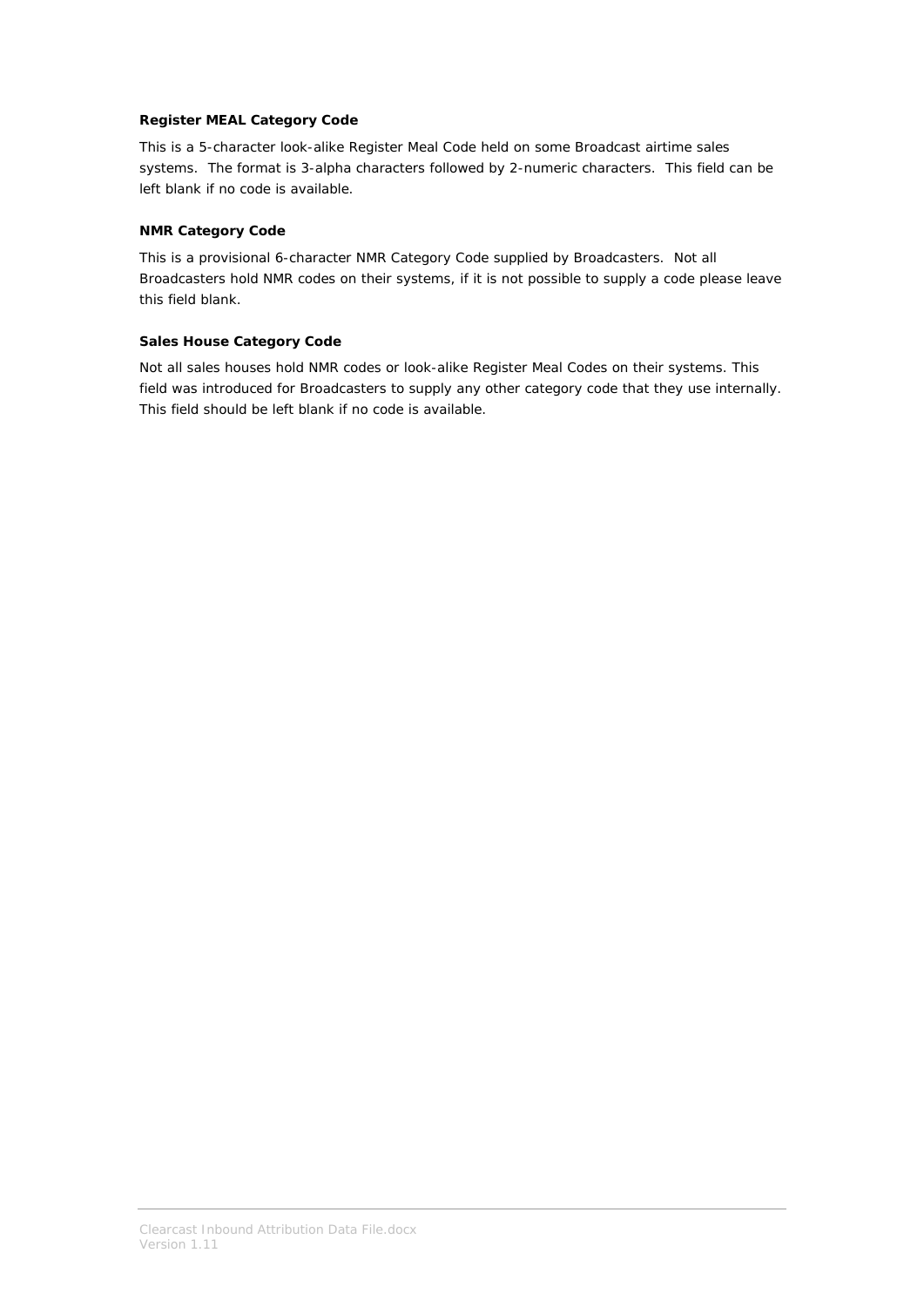**Register MEAL Category Code**

This is a 5-character look-alike Register Meal Code held on some Broadcast airtime sales systems. The format is 3-alpha characters followed by 2-numeric characters. This field can be left blank if no code is available.

**NMR Category Code**

This is a provisional 6-character NMR Category Code supplied by Broadcasters. Not all Broadcasters hold NMR codes on their systems, if it is not possible to supply a code please leave this field blank.

**Sales House Category Code**

Not all sales houses hold NMR codes or look-alike Register Meal Codes on their systems. This field was introduced for Broadcasters to supply any other category code that they use internally. This field should be left blank if no code is available.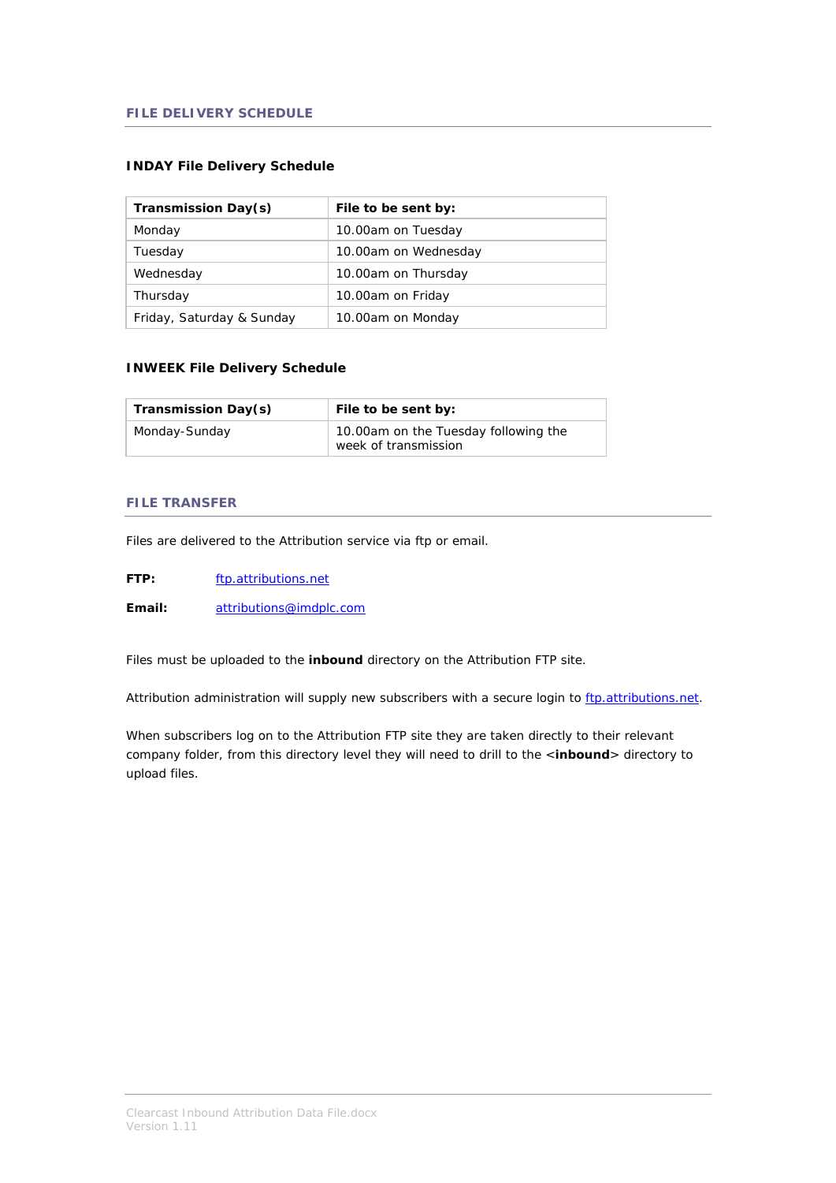## FILE DELIVERY SCHEDULE

### INDAY File Delivery Schedule

| Transmission Day(s) | File to be sent by: |
|---|---|
| Monday | 10.00am on Tuesday |
| Tuesday | 10.00am on Wednesday |
| Wednesday | 10.00am on Thursday |
| Thursday | 10.00am on Friday |
| Friday, Saturday & Sunday | 10.00am on Monday |

### INWEEK File Delivery Schedule

| Transmission Day(s) | File to be sent by: |
|---|---|
| Monday-Sunday | 10.00am on the Tuesday following the week of transmission |

## FILE TRANSFER

Files are delivered to the Attribution service via ftp or email.

**FTP:** ftp.attributions.net

**Email:** attributions@imdplc.com

Files must be uploaded to the **inbound** directory on the Attribution FTP site.

Attribution administration will supply new subscribers with a secure login to ftp.attributions.net.

When subscribers log on to the Attribution FTP site they are taken directly to their relevant company folder, from this directory level they will need to drill to the <**inbound**> directory to upload files.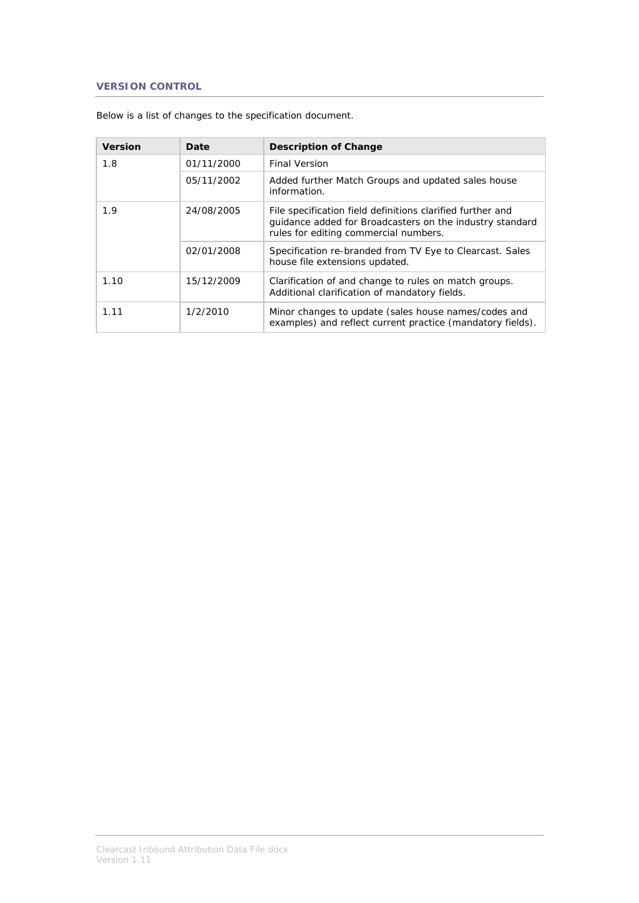## VERSION CONTROL

Below is a list of changes to the specification document.

| Version | Date | Description of Change |
|---|---|---|
| 1.8 | 01/11/2000 | Final Version |
| | 05/11/2002 | Added further Match Groups and updated sales house information. |
| 1.9 | 24/08/2005 | File specification field definitions clarified further and guidance added for Broadcasters on the industry standard rules for editing commercial numbers. |
| | 02/01/2008 | Specification re-branded from TV Eye to Clearcast. Sales house file extensions updated. |
| 1.10 | 15/12/2009 | Clarification of and change to rules on match groups. Additional clarification of mandatory fields. |
| 1.11 | 1/2/2010 | Minor changes to update (sales house names/codes and examples) and reflect current practice (mandatory fields). |